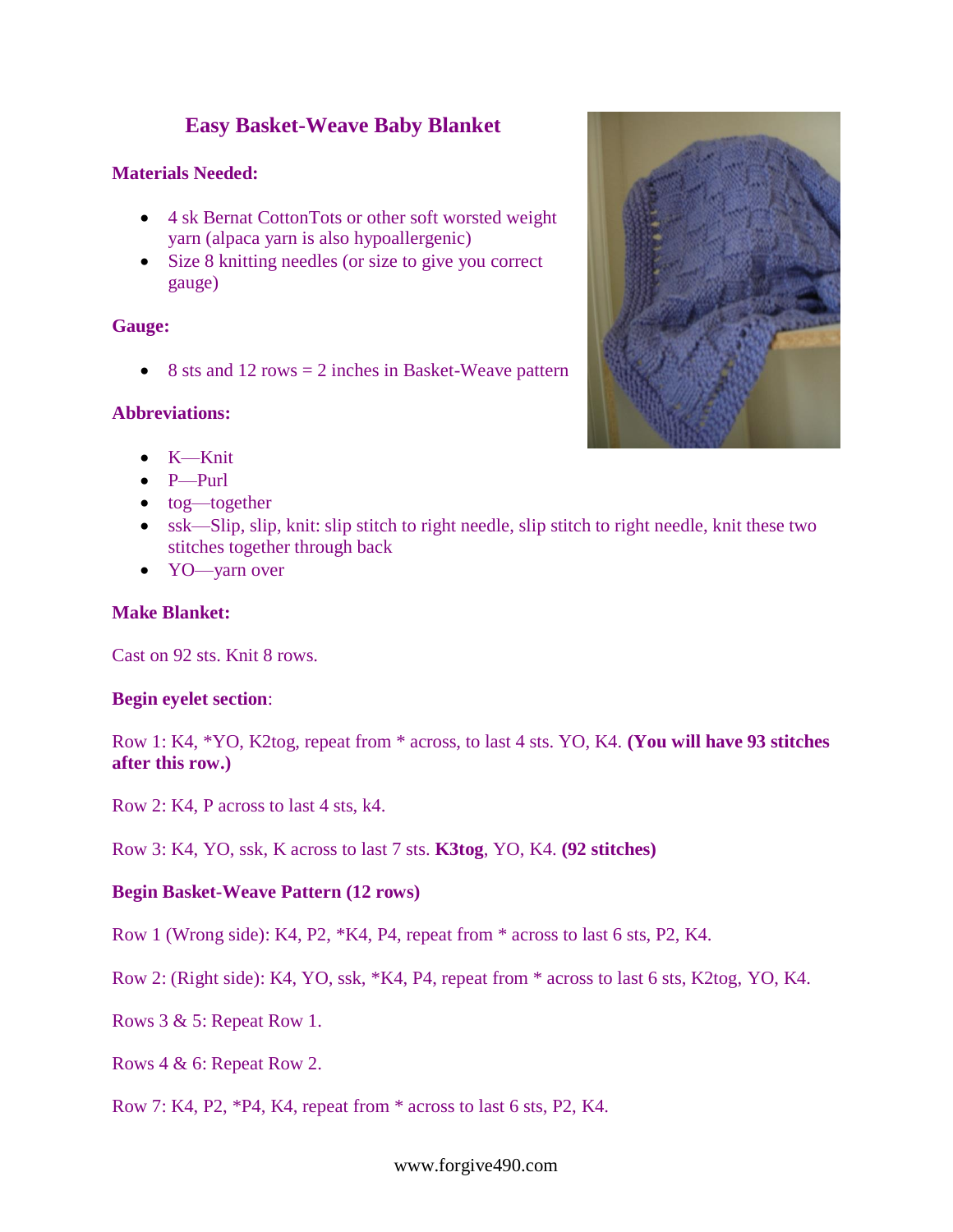# Easy Basket-Weave Baby Blanket

**Materials Needed:**

- 4 sk Bernat CottonTots or other soft worsted weight yarn (alpaca yarn is also hypoallergenic)
- Size 8 knitting needles (or size to give you correct gauge)

**Gauge:**

- 8 sts and 12 rows = 2 inches in Basket-Weave pattern

**Abbreviations:**

- K—Knit
- P—Purl
- tog—together
- ssk—Slip, slip, knit: slip stitch to right needle, slip stitch to right needle, knit these two stitches together through back
- YO—yarn over

**Make Blanket:**

Cast on 92 sts. Knit 8 rows.

**Begin eyelet section**:

Row 1: K4, *YO, K2tog, repeat from * across, to last 4 sts. YO, K4. **(You will have 93 stitches after this row.)**

Row 2: K4, P across to last 4 sts, k4.

Row 3: K4, YO, ssk, K across to last 7 sts. **K3tog**, YO, K4. **(92 stitches)**

**Begin Basket-Weave Pattern (12 rows)**

Row 1 (Wrong side): K4, P2, *K4, P4, repeat from * across to last 6 sts, P2, K4.

Row 2: (Right side): K4, YO, ssk, *K4, P4, repeat from * across to last 6 sts, K2tog, YO, K4.

Rows 3 & 5: Repeat Row 1.

Rows 4 & 6: Repeat Row 2.

Row 7: K4, P2, *P4, K4, repeat from * across to last 6 sts, P2, K4.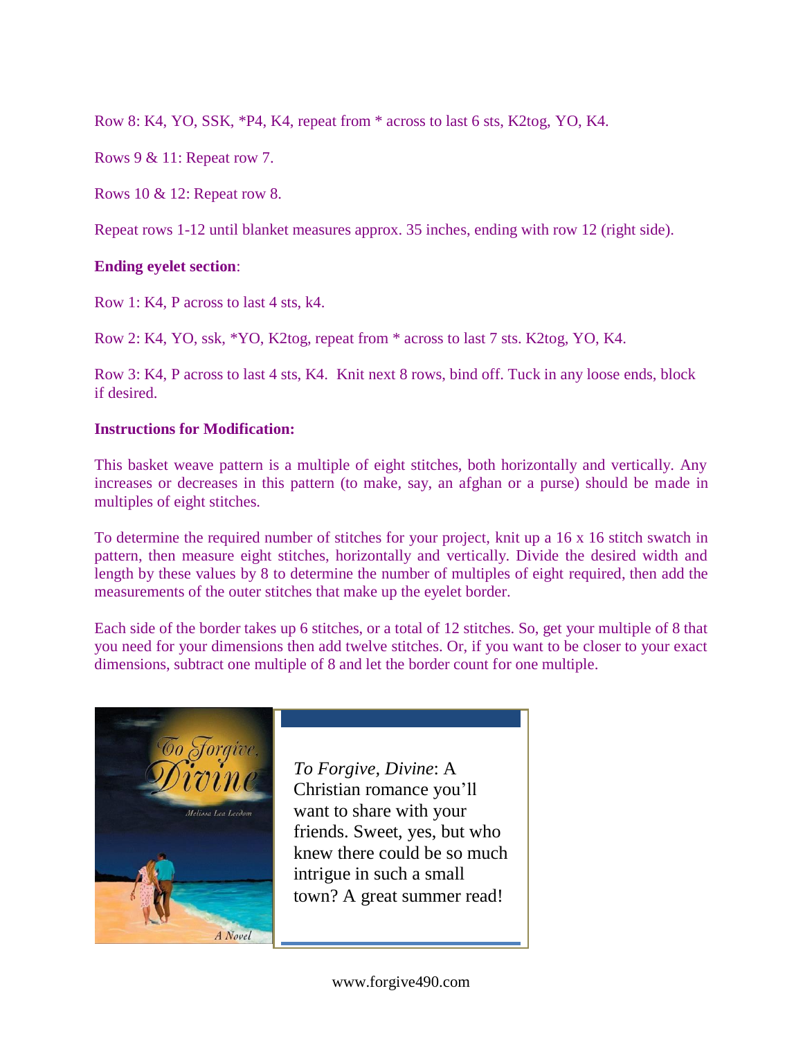Row 8: K4, YO, SSK, *P4, K4, repeat from * across to last 6 sts, K2tog, YO, K4.

Rows 9 & 11: Repeat row 7.

Rows 10 & 12: Repeat row 8.

Repeat rows 1-12 until blanket measures approx. 35 inches, ending with row 12 (right side).

**Ending eyelet section**:

Row 1: K4, P across to last 4 sts, k4.

Row 2: K4, YO, ssk, *YO, K2tog, repeat from * across to last 7 sts. K2tog, YO, K4.

Row 3: K4, P across to last 4 sts, K4. Knit next 8 rows, bind off. Tuck in any loose ends, block if desired.

**Instructions for Modification:**

This basket weave pattern is a multiple of eight stitches, both horizontally and vertically. Any increases or decreases in this pattern (to make, say, an afghan or a purse) should be made in multiples of eight stitches.

To determine the required number of stitches for your project, knit up a 16 x 16 stitch swatch in pattern, then measure eight stitches, horizontally and vertically. Divide the desired width and length by these values by 8 to determine the number of multiples of eight required, then add the measurements of the outer stitches that make up the eyelet border.

Each side of the border takes up 6 stitches, or a total of 12 stitches. So, get your multiple of 8 that you need for your dimensions then add twelve stitches. Or, if you want to be closer to your exact dimensions, subtract one multiple of 8 and let the border count for one multiple.

To Forgive, Divine

Melissa Lea Leedom

A Novel

*To Forgive, Divine*: A Christian romance you'll want to share with your friends. Sweet, yes, but who knew there could be so much intrigue in such a small town? A great summer read!

www.forgive490.com